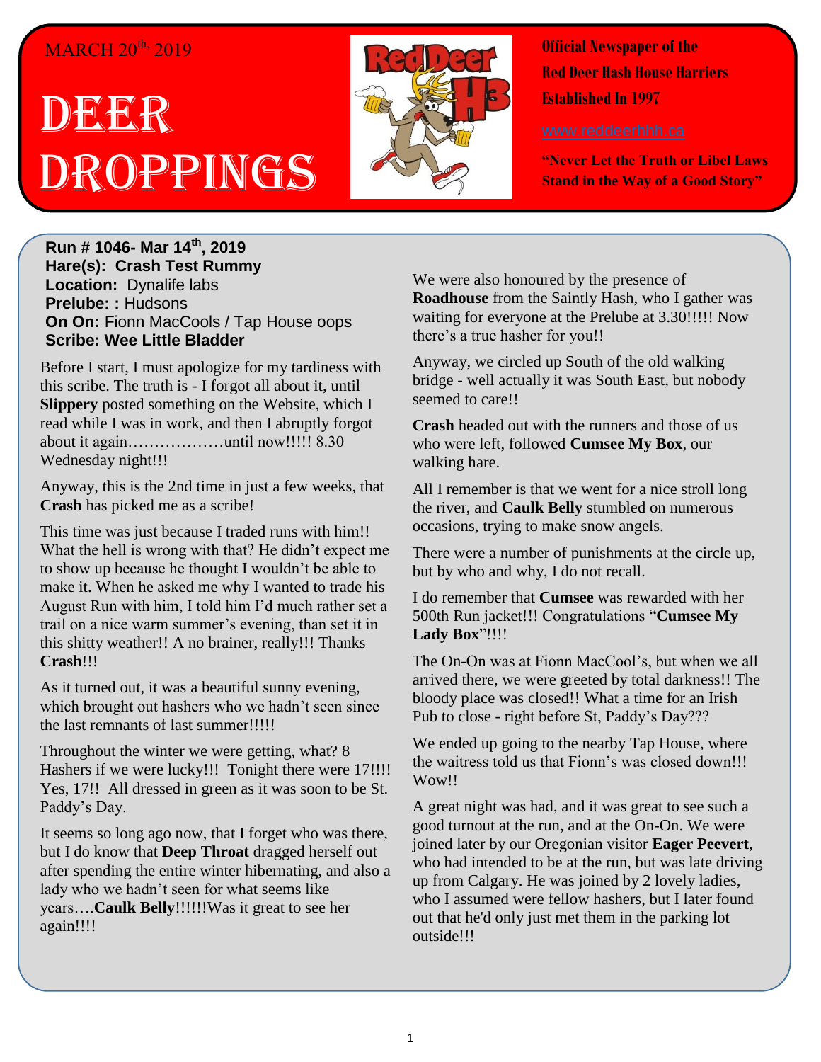MARCH 20th, 2019

# DEER DROPPINGS

**Official Newspaper of the Red Deer Hash House Harriers Established In 1997**

www.reddeerhhh.ca

**"Never Let the Truth or Libel Laws Stand in the Way of a Good Story"**

**Run # 1046- Mar 14th, 2019**
**Hare(s): Crash Test Rummy**
**Location:** Dynalife labs
**Prelube: :** Hudsons
**On On:** Fionn MacCools / Tap House oops
**Scribe: Wee Little Bladder**

Before I start, I must apologize for my tardiness with this scribe. The truth is - I forgot all about it, until **Slippery** posted something on the Website, which I read while I was in work, and then I abruptly forgot about it again………………until now!!!!! 8.30 Wednesday night!!!

Anyway, this is the 2nd time in just a few weeks, that **Crash** has picked me as a scribe!

This time was just because I traded runs with him!! What the hell is wrong with that? He didn't expect me to show up because he thought I wouldn't be able to make it. When he asked me why I wanted to trade his August Run with him, I told him I'd much rather set a trail on a nice warm summer's evening, than set it in this shitty weather!! A no brainer, really!!! Thanks **Crash**!!!

As it turned out, it was a beautiful sunny evening, which brought out hashers who we hadn't seen since the last remnants of last summer!!!!!

Throughout the winter we were getting, what? 8 Hashers if we were lucky!!! Tonight there were 17!!!! Yes, 17!! All dressed in green as it was soon to be St. Paddy's Day.

It seems so long ago now, that I forget who was there, but I do know that **Deep Throat** dragged herself out after spending the entire winter hibernating, and also a lady who we hadn't seen for what seems like years….**Caulk Belly**!!!!!!Was it great to see her again!!!!

We were also honoured by the presence of **Roadhouse** from the Saintly Hash, who I gather was waiting for everyone at the Prelube at 3.30!!!!! Now there's a true hasher for you!!

Anyway, we circled up South of the old walking bridge - well actually it was South East, but nobody seemed to care!!

**Crash** headed out with the runners and those of us who were left, followed **Cumsee My Box**, our walking hare.

All I remember is that we went for a nice stroll long the river, and **Caulk Belly** stumbled on numerous occasions, trying to make snow angels.

There were a number of punishments at the circle up, but by who and why, I do not recall.

I do remember that **Cumsee** was rewarded with her 500th Run jacket!!! Congratulations "**Cumsee My Lady Box**"!!!!

The On-On was at Fionn MacCool's, but when we all arrived there, we were greeted by total darkness!! The bloody place was closed!! What a time for an Irish Pub to close - right before St, Paddy's Day???

We ended up going to the nearby Tap House, where the waitress told us that Fionn's was closed down!!! Wow!!

A great night was had, and it was great to see such a good turnout at the run, and at the On-On. We were joined later by our Oregonian visitor **Eager Peevert**, who had intended to be at the run, but was late driving up from Calgary. He was joined by 2 lovely ladies, who I assumed were fellow hashers, but I later found out that he'd only just met them in the parking lot outside!!!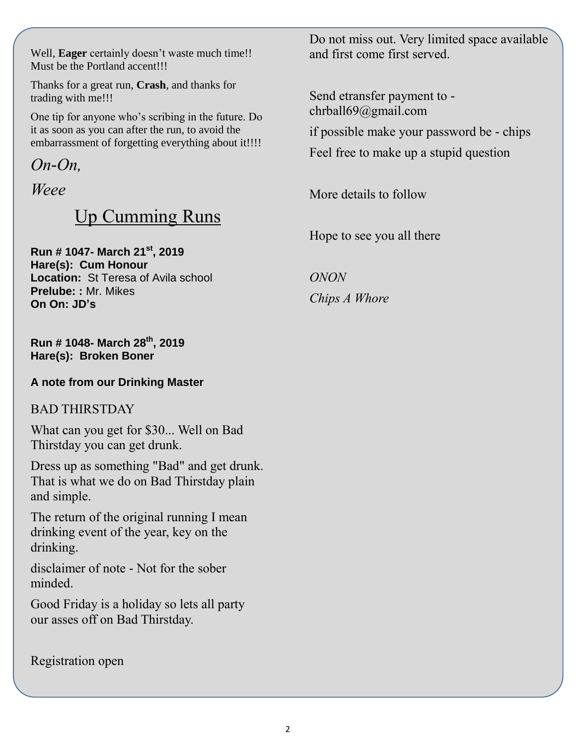Well, **Eager** certainly doesn't waste much time!! Must be the Portland accent!!!

Thanks for a great run, **Crash**, and thanks for trading with me!!!

One tip for anyone who's scribing in the future. Do it as soon as you can after the run, to avoid the embarrassment of forgetting everything about it!!!!

*On-On,*

*Weee*

## Up Cumming Runs

**Run # 1047- March 21st, 2019**
**Hare(s): Cum Honour**
**Location:** St Teresa of Avila school
**Prelube: :** Mr. Mikes
**On On: JD's**

**Run # 1048- March 28th, 2019**
**Hare(s): Broken Boner**

**A note from our Drinking Master**

BAD THIRSTDAY

What can you get for $30... Well on Bad Thirstday you can get drunk.

Dress up as something "Bad" and get drunk. That is what we do on Bad Thirstday plain and simple.

The return of the original running I mean drinking event of the year, key on the drinking.

disclaimer of note - Not for the sober minded.

Good Friday is a holiday so lets all party our asses off on Bad Thirstday.

Registration open

Do not miss out. Very limited space available and first come first served.

Send etransfer payment to - chrball69@gmail.com

if possible make your password be - chips

Feel free to make up a stupid question

More details to follow

Hope to see you all there

*ONON*

*Chips A Whore*